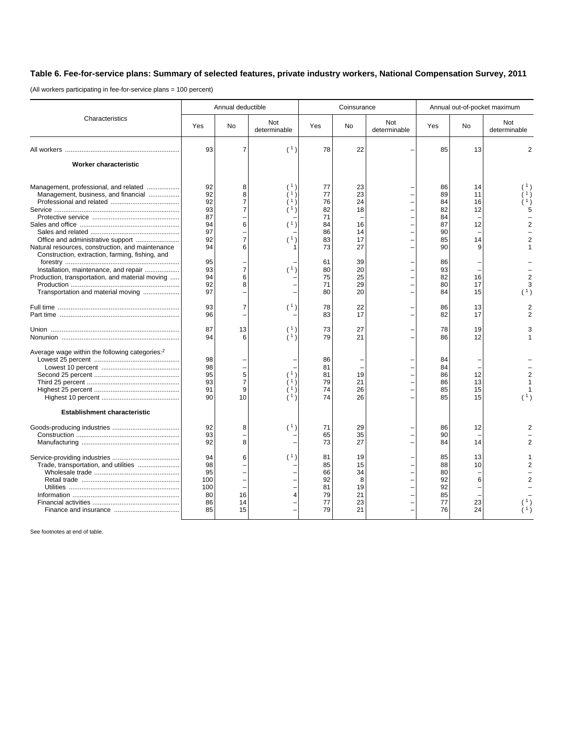## Table 6. Fee-for-service plans: Summary of selected features, private industry workers, National Compensation Survey, 2011

(All workers participating in fee-for-service plans = 100 percent)

| Characteristics | Annual deductible | | | Coinsurance | | | Annual out-of-pocket maximum | | |
|---|---|---|---|---|---|---|---|---|---|
| | Yes | No | Not determinable | Yes | No | Not determinable | Yes | No | Not determinable |
| All workers | 93 | 7 | ([1]) | 78 | 22 | – | 85 | 13 | 2 |
| **Worker characteristic** | | | | | | | | | |
| Management, professional, and related | 92 | 8 | ([1]) | 77 | 23 | – | 86 | 14 | ([1]) |
| Management, business, and financial | 92 | 8 | ([1]) | 77 | 23 | – | 89 | 11 | ([1]) |
| Professional and related | 92 | 7 | ([1]) | 76 | 24 | – | 84 | 16 | ([1]) |
| Service | 93 | 7 | ([1]) | 82 | 18 | – | 82 | 12 | 5 |
| Protective service | 87 | – | – | 71 | – | – | 84 | – | – |
| Sales and office | 94 | 6 | ([1]) | 84 | 16 | – | 87 | 12 | 2 |
| Sales and related | 97 | – | – | 86 | 14 | – | 90 | – | – |
| Office and administrative support | 92 | 7 | ([1]) | 83 | 17 | – | 85 | 14 | 2 |
| Natural resources, construction, and maintenance | 94 | 6 | 1 | 73 | 27 | – | 90 | 9 | 1 |
| Construction, extraction, farming, fishing, and forestry | 95 | – | – | 61 | 39 | – | 86 | – | – |
| Installation, maintenance, and repair | 93 | 7 | ([1]) | 80 | 20 | – | 93 | – | – |
| Production, transportation, and material moving | 94 | 6 | – | 75 | 25 | – | 82 | 16 | 2 |
| Production | 92 | 8 | – | 71 | 29 | – | 80 | 17 | 3 |
| Transportation and material moving | 97 | – | – | 80 | 20 | – | 84 | 15 | ([1]) |
| Full time | 93 | 7 | ([1]) | 78 | 22 | – | 86 | 13 | 2 |
| Part time | 96 | – | – | 83 | 17 | – | 82 | 17 | 2 |
| Union | 87 | 13 | ([1]) | 73 | 27 | – | 78 | 19 | 3 |
| Nonunion | 94 | 6 | ([1]) | 79 | 21 | – | 86 | 12 | 1 |
| Average wage within the following categories:[2] | | | | | | | | | |
| Lowest 25 percent | 98 | – | – | 86 | – | – | 84 | – | – |
| Lowest 10 percent | 98 | – | – | 81 | – | – | 84 | – | – |
| Second 25 percent | 95 | 5 | ([1]) | 81 | 19 | – | 86 | 12 | 2 |
| Third 25 percent | 93 | 7 | ([1]) | 79 | 21 | – | 86 | 13 | 1 |
| Highest 25 percent | 91 | 9 | ([1]) | 74 | 26 | – | 85 | 15 | 1 |
| Highest 10 percent | 90 | 10 | ([1]) | 74 | 26 | – | 85 | 15 | ([1]) |
| **Establishment characteristic** | | | | | | | | | |
| Goods-producing industries | 92 | 8 | ([1]) | 71 | 29 | – | 86 | 12 | 2 |
| Construction | 93 | – | – | 65 | 35 | – | 90 | – | – |
| Manufacturing | 92 | 8 | – | 73 | 27 | – | 84 | 14 | 2 |
| Service-providing industries | 94 | 6 | ([1]) | 81 | 19 | – | 85 | 13 | 1 |
| Trade, transportation, and utilities | 98 | – | – | 85 | 15 | – | 88 | 10 | 2 |
| Wholesale trade | 95 | – | – | 66 | 34 | – | 80 | – | – |
| Retail trade | 100 | – | – | 92 | 8 | – | 92 | 6 | 2 |
| Utilities | 100 | – | – | 81 | 19 | – | 92 | – | – |
| Information | 80 | 16 | 4 | 79 | 21 | – | 85 | – | – |
| Financial activities | 86 | 14 | – | 77 | 23 | – | 77 | 23 | ([1]) |
| Finance and insurance | 85 | 15 | – | 79 | 21 | – | 76 | 24 | ([1]) |

See footnotes at end of table.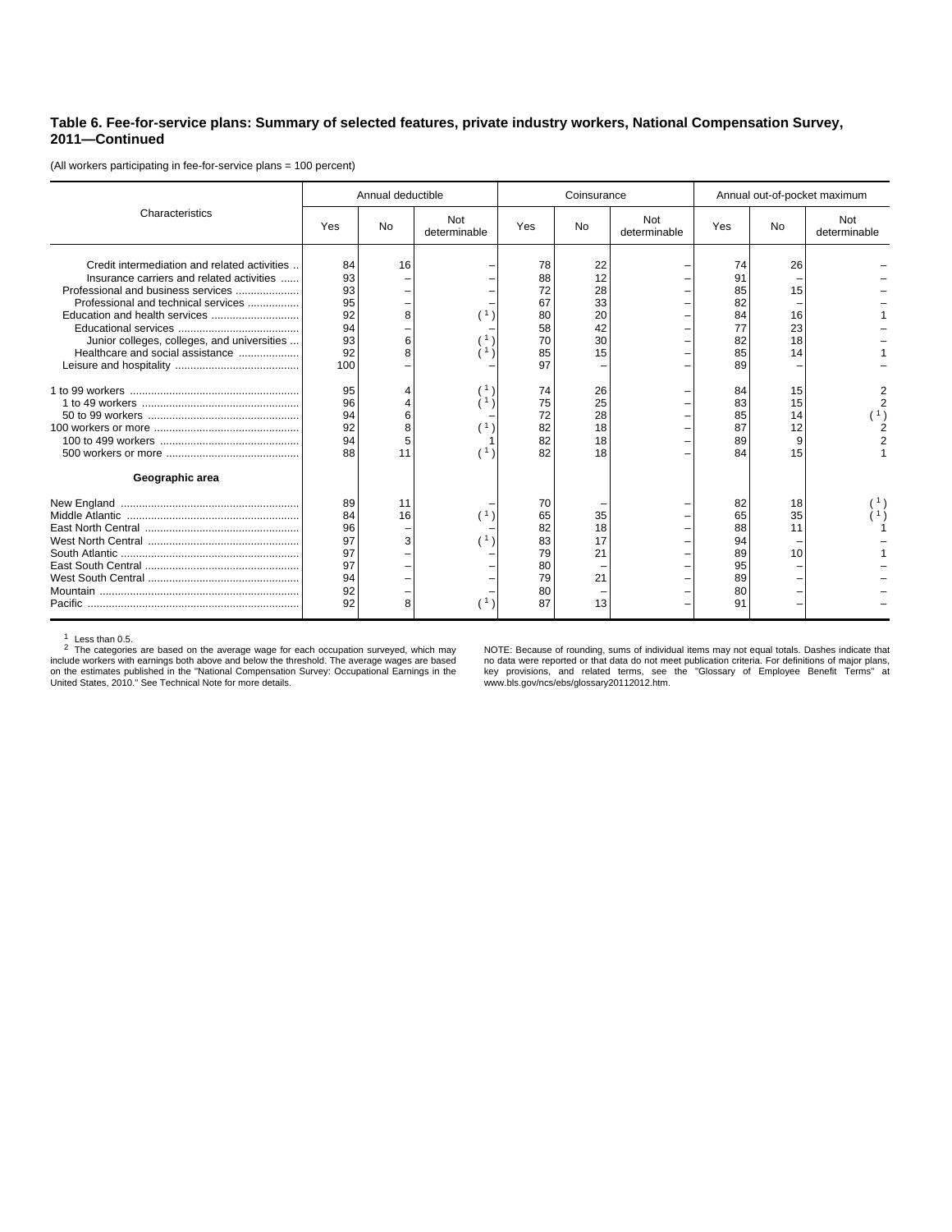**Table 6. Fee-for-service plans: Summary of selected features, private industry workers, National Compensation Survey, 2011—Continued**

(All workers participating in fee-for-service plans = 100 percent)

| Characteristics | Annual deductible | | | Coinsurance | | | Annual out-of-pocket maximum | | |
|---|---|---|---|---|---|---|---|---|---|
| | Yes | No | Not determinable | Yes | No | Not determinable | Yes | No | Not determinable |
| Credit intermediation and related activities | 84 | 16 | – | 78 | 22 | – | 74 | 26 | – |
| Insurance carriers and related activities | 93 | – | – | 88 | 12 | – | 91 | – | – |
| Professional and business services | 93 | – | – | 72 | 28 | – | 85 | 15 | – |
| Professional and technical services | 95 | – | – | 67 | 33 | – | 82 | – | – |
| Education and health services | 92 | 8 | (1) | 80 | 20 | – | 84 | 16 | 1 |
| Educational services | 94 | – | – | 58 | 42 | – | 77 | 23 | – |
| Junior colleges, colleges, and universities | 93 | 6 | (1) | 70 | 30 | – | 82 | 18 | – |
| Healthcare and social assistance | 92 | 8 | (1) | 85 | 15 | – | 85 | 14 | 1 |
| Leisure and hospitality | 100 | – | – | 97 | – | – | 89 | – | – |
| 1 to 99 workers | 95 | 4 | (1) | 74 | 26 | – | 84 | 15 | 2 |
| 1 to 49 workers | 96 | 4 | (1) | 75 | 25 | – | 83 | 15 | 2 |
| 50 to 99 workers | 94 | 6 | – | 72 | 28 | – | 85 | 14 | (1) |
| 100 workers or more | 92 | 8 | (1) | 82 | 18 | – | 87 | 12 | 2 |
| 100 to 499 workers | 94 | 5 | 1 | 82 | 18 | – | 89 | 9 | 2 |
| 500 workers or more | 88 | 11 | (1) | 82 | 18 | – | 84 | 15 | 1 |
| **Geographic area** | | | | | | | | | |
| New England | 89 | 11 | – | 70 | – | – | 82 | 18 | (1) |
| Middle Atlantic | 84 | 16 | (1) | 65 | 35 | – | 65 | 35 | (1) |
| East North Central | 96 | – | – | 82 | 18 | – | 88 | 11 | 1 |
| West North Central | 97 | 3 | (1) | 83 | 17 | – | 94 | – | – |
| South Atlantic | 97 | – | – | 79 | 21 | – | 89 | 10 | 1 |
| East South Central | 97 | – | – | 80 | – | – | 95 | – | – |
| West South Central | 94 | – | – | 79 | 21 | – | 89 | – | – |
| Mountain | 92 | – | – | 80 | – | – | 80 | – | – |
| Pacific | 92 | 8 | (1) | 87 | 13 | – | 91 | – | – |

[1] Less than 0.5.

[2] The categories are based on the average wage for each occupation surveyed, which may include workers with earnings both above and below the threshold. The average wages are based on the estimates published in the "National Compensation Survey: Occupational Earnings in the United States, 2010." See Technical Note for more details.

NOTE: Because of rounding, sums of individual items may not equal totals. Dashes indicate that no data were reported or that data do not meet publication criteria. For definitions of major plans, key provisions, and related terms, see the "Glossary of Employee Benefit Terms" at www.bls.gov/ncs/ebs/glossary20112012.htm.